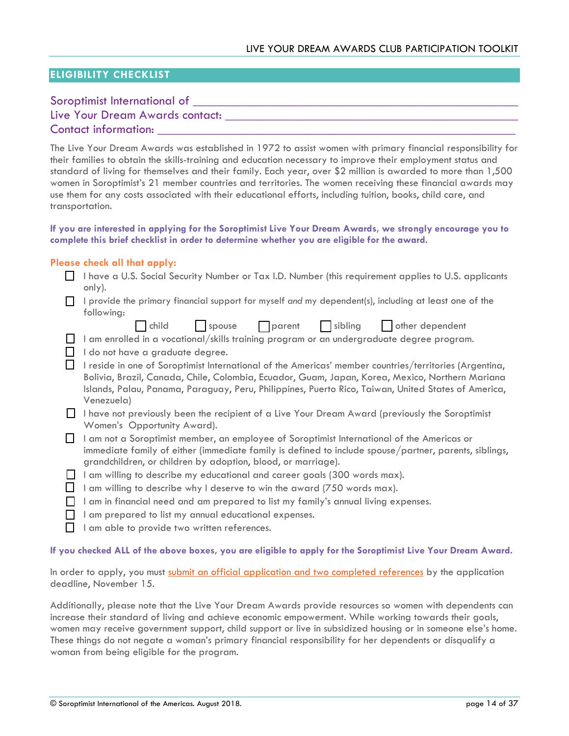## ELIGIBILITY CHECKLIST

Soroptimist International of \_\_\_\_\_\_\_\_\_\_\_\_\_\_\_\_\_\_\_\_\_\_\_\_\_\_\_\_\_\_\_\_\_\_\_\_\_\_\_\_\_\_\_\_\_\_

Live Your Dream Awards contact: \_\_\_\_\_\_\_\_\_\_\_\_\_\_\_\_\_\_\_\_\_\_\_\_\_\_\_\_\_\_\_\_\_\_\_\_\_\_\_\_\_\_

Contact information: \_\_\_\_\_\_\_\_\_\_\_\_\_\_\_\_\_\_\_\_\_\_\_\_\_\_\_\_\_\_\_\_\_\_\_\_\_\_\_\_\_\_\_\_\_\_\_\_\_\_\_\_

The Live Your Dream Awards was established in 1972 to assist women with primary financial responsibility for their families to obtain the skills-training and education necessary to improve their employment status and standard of living for themselves and their family. Each year, over $2 million is awarded to more than 1,500 women in Soroptimist's 21 member countries and territories. The women receiving these financial awards may use them for any costs associated with their educational efforts, including tuition, books, child care, and transportation.

**If you are interested in applying for the Soroptimist Live Your Dream Awards, we strongly encourage you to complete this brief checklist in order to determine whether you are eligible for the award.**

**Please check all that apply:**

- ☐ I have a U.S. Social Security Number or Tax I.D. Number (this requirement applies to U.S. applicants only).
- ☐ I provide the primary financial support for myself *and* my dependent(s), including at least one of the following:
  - ☐ child ☐ spouse ☐ parent ☐ sibling ☐ other dependent
- ☐ I am enrolled in a vocational/skills training program or an undergraduate degree program.
- ☐ I do not have a graduate degree.
- ☐ I reside in one of Soroptimist International of the Americas' member countries/territories (Argentina, Bolivia, Brazil, Canada, Chile, Colombia, Ecuador, Guam, Japan, Korea, Mexico, Northern Mariana Islands, Palau, Panama, Paraguay, Peru, Philippines, Puerto Rico, Taiwan, United States of America, Venezuela)
- ☐ I have not previously been the recipient of a Live Your Dream Award (previously the Soroptimist Women's Opportunity Award).
- ☐ I am not a Soroptimist member, an employee of Soroptimist International of the Americas or immediate family of either (immediate family is defined to include spouse/partner, parents, siblings, grandchildren, or children by adoption, blood, or marriage).
- ☐ I am willing to describe my educational and career goals (300 words max).
- ☐ I am willing to describe why I deserve to win the award (750 words max).
- ☐ I am in financial need and am prepared to list my family's annual living expenses.
- ☐ I am prepared to list my annual educational expenses.
- ☐ I am able to provide two written references.

**If you checked ALL of the above boxes, you are eligible to apply for the Soroptimist Live Your Dream Award.**

In order to apply, you must submit an official application and two completed references by the application deadline, November 15.

Additionally, please note that the Live Your Dream Awards provide resources so women with dependents can increase their standard of living and achieve economic empowerment. While working towards their goals, women may receive government support, child support or live in subsidized housing or in someone else's home. These things do not negate a woman's primary financial responsibility for her dependents or disqualify a woman from being eligible for the program.

© Soroptimist International of the Americas. August 2018.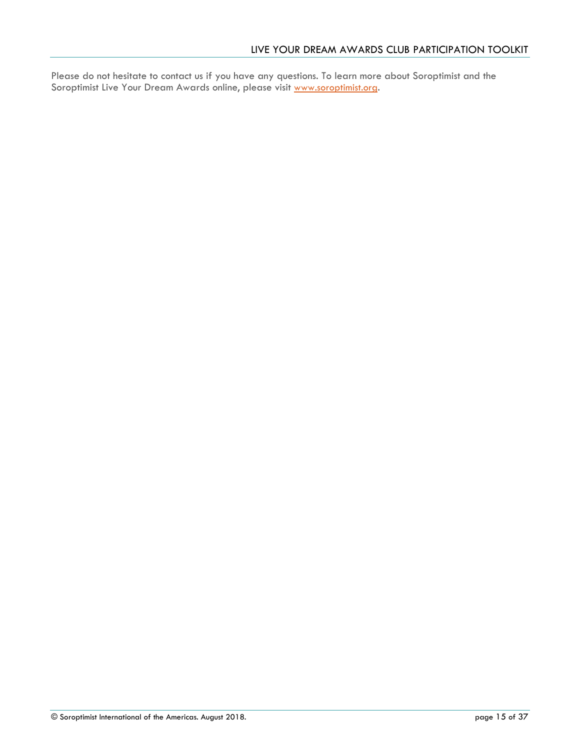Please do not hesitate to contact us if you have any questions. To learn more about Soroptimist and the Soroptimist Live Your Dream Awards online, please visit [www.soroptimist.org](http://www.soroptimist.org).